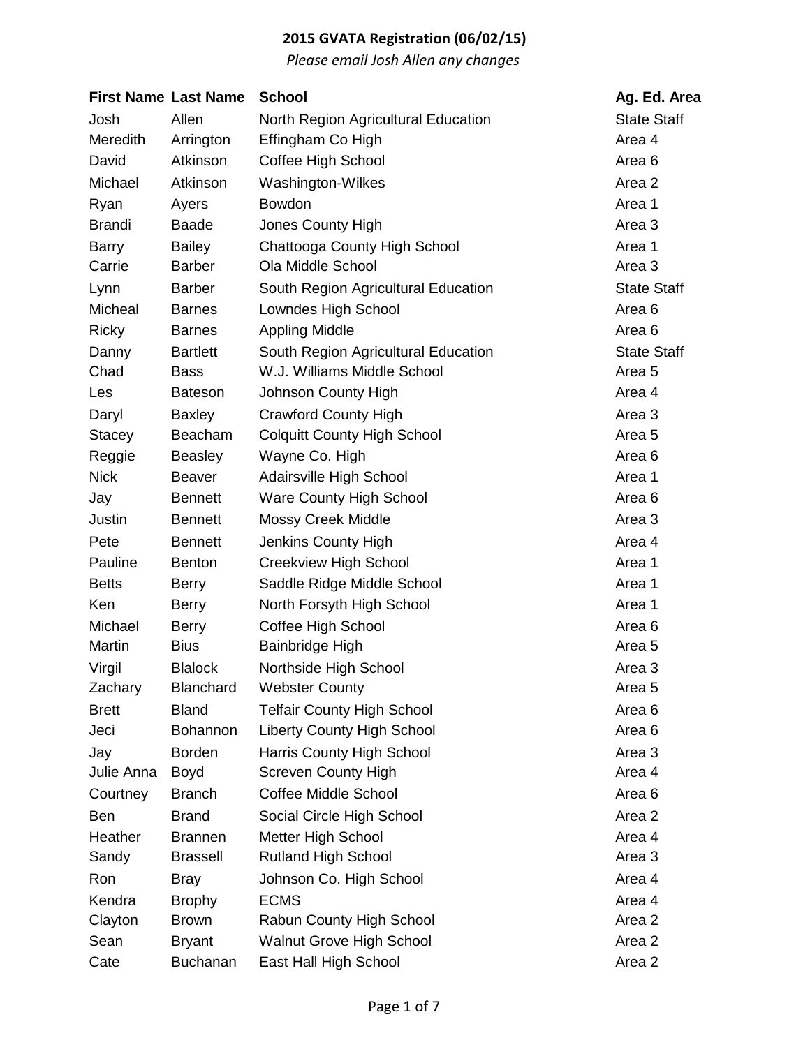# 2015 GVATA Registration (06/02/15)

*Please email Josh Allen any changes*

| First Name | Last Name | School | Ag. Ed. Area |
|---|---|---|---|
| Josh | Allen | North Region Agricultural Education | State Staff |
| Meredith | Arrington | Effingham Co High | Area 4 |
| David | Atkinson | Coffee High School | Area 6 |
| Michael | Atkinson | Washington-Wilkes | Area 2 |
| Ryan | Ayers | Bowdon | Area 1 |
| Brandi | Baade | Jones County High | Area 3 |
| Barry | Bailey | Chattooga County High School | Area 1 |
| Carrie | Barber | Ola Middle School | Area 3 |
| Lynn | Barber | South Region Agricultural Education | State Staff |
| Micheal | Barnes | Lowndes High School | Area 6 |
| Ricky | Barnes | Appling Middle | Area 6 |
| Danny | Bartlett | South Region Agricultural Education | State Staff |
| Chad | Bass | W.J. Williams Middle School | Area 5 |
| Les | Bateson | Johnson County High | Area 4 |
| Daryl | Baxley | Crawford County High | Area 3 |
| Stacey | Beacham | Colquitt County High School | Area 5 |
| Reggie | Beasley | Wayne Co. High | Area 6 |
| Nick | Beaver | Adairsville High School | Area 1 |
| Jay | Bennett | Ware County High School | Area 6 |
| Justin | Bennett | Mossy Creek Middle | Area 3 |
| Pete | Bennett | Jenkins County High | Area 4 |
| Pauline | Benton | Creekview High School | Area 1 |
| Betts | Berry | Saddle Ridge Middle School | Area 1 |
| Ken | Berry | North Forsyth High School | Area 1 |
| Michael | Berry | Coffee High School | Area 6 |
| Martin | Bius | Bainbridge High | Area 5 |
| Virgil | Blalock | Northside High School | Area 3 |
| Zachary | Blanchard | Webster County | Area 5 |
| Brett | Bland | Telfair County High School | Area 6 |
| Jeci | Bohannon | Liberty County High School | Area 6 |
| Jay | Borden | Harris County High School | Area 3 |
| Julie Anna | Boyd | Screven County High | Area 4 |
| Courtney | Branch | Coffee Middle School | Area 6 |
| Ben | Brand | Social Circle High School | Area 2 |
| Heather | Brannen | Metter High School | Area 4 |
| Sandy | Brassell | Rutland High School | Area 3 |
| Ron | Bray | Johnson Co. High School | Area 4 |
| Kendra | Brophy | ECMS | Area 4 |
| Clayton | Brown | Rabun County High School | Area 2 |
| Sean | Bryant | Walnut Grove High School | Area 2 |
| Cate | Buchanan | East Hall High School | Area 2 |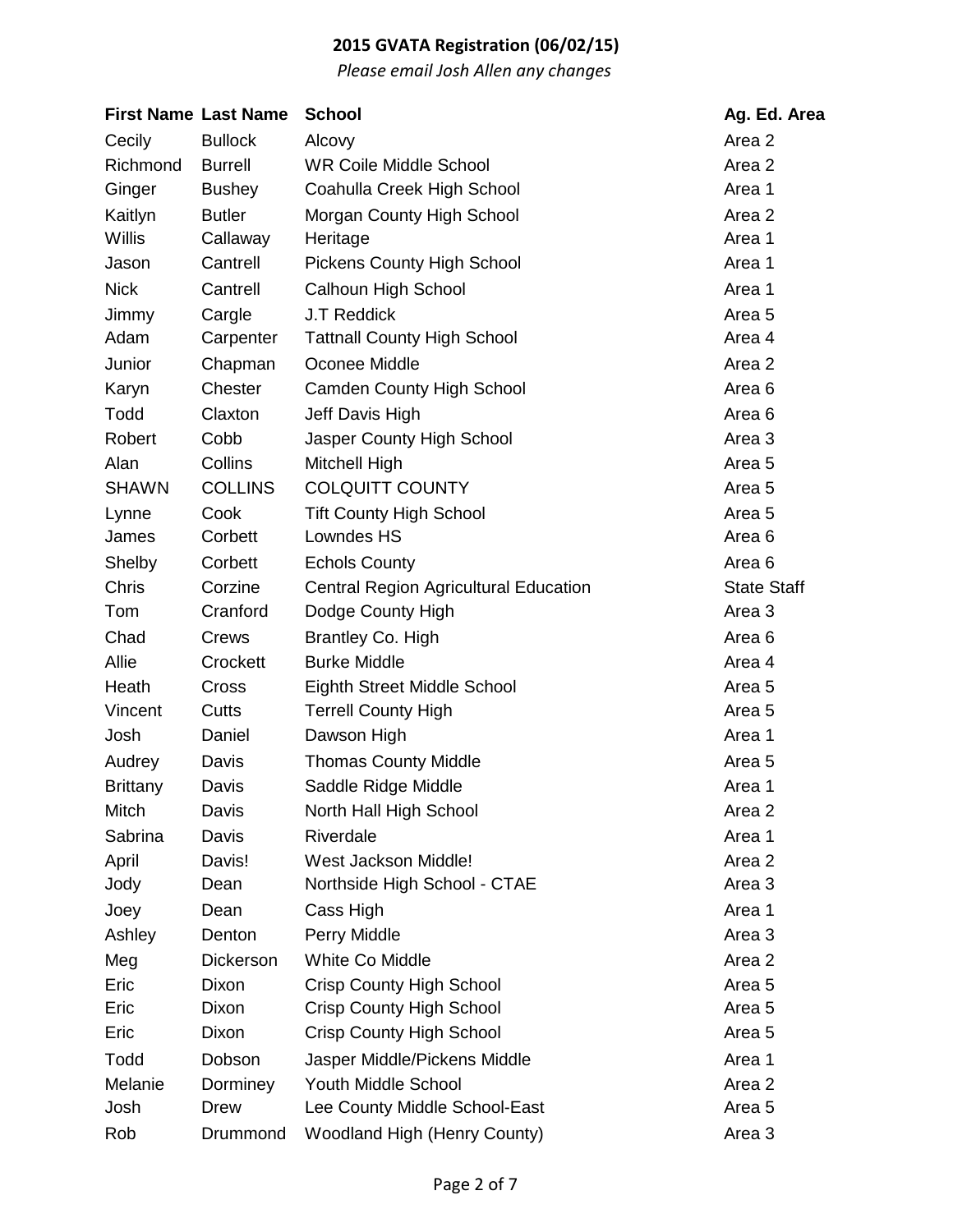**2015 GVATA Registration (06/02/15)**

*Please email Josh Allen any changes*

| First Name | Last Name | School | Ag. Ed. Area |
|---|---|---|---|
| Cecily | Bullock | Alcovy | Area 2 |
| Richmond | Burrell | WR Coile Middle School | Area 2 |
| Ginger | Bushey | Coahulla Creek High School | Area 1 |
| Kaitlyn | Butler | Morgan County High School | Area 2 |
| Willis | Callaway | Heritage | Area 1 |
| Jason | Cantrell | Pickens County High School | Area 1 |
| Nick | Cantrell | Calhoun High School | Area 1 |
| Jimmy | Cargle | J.T Reddick | Area 5 |
| Adam | Carpenter | Tattnall County High School | Area 4 |
| Junior | Chapman | Oconee Middle | Area 2 |
| Karyn | Chester | Camden County High School | Area 6 |
| Todd | Claxton | Jeff Davis High | Area 6 |
| Robert | Cobb | Jasper County High School | Area 3 |
| Alan | Collins | Mitchell High | Area 5 |
| SHAWN | COLLINS | COLQUITT COUNTY | Area 5 |
| Lynne | Cook | Tift County High School | Area 5 |
| James | Corbett | Lowndes HS | Area 6 |
| Shelby | Corbett | Echols County | Area 6 |
| Chris | Corzine | Central Region Agricultural Education | State Staff |
| Tom | Cranford | Dodge County High | Area 3 |
| Chad | Crews | Brantley Co. High | Area 6 |
| Allie | Crockett | Burke Middle | Area 4 |
| Heath | Cross | Eighth Street Middle School | Area 5 |
| Vincent | Cutts | Terrell County High | Area 5 |
| Josh | Daniel | Dawson High | Area 1 |
| Audrey | Davis | Thomas County Middle | Area 5 |
| Brittany | Davis | Saddle Ridge Middle | Area 1 |
| Mitch | Davis | North Hall High School | Area 2 |
| Sabrina | Davis | Riverdale | Area 1 |
| April | Davis! | West Jackson Middle! | Area 2 |
| Jody | Dean | Northside High School - CTAE | Area 3 |
| Joey | Dean | Cass High | Area 1 |
| Ashley | Denton | Perry Middle | Area 3 |
| Meg | Dickerson | White Co Middle | Area 2 |
| Eric | Dixon | Crisp County High School | Area 5 |
| Eric | Dixon | Crisp County High School | Area 5 |
| Eric | Dixon | Crisp County High School | Area 5 |
| Todd | Dobson | Jasper Middle/Pickens Middle | Area 1 |
| Melanie | Dorminey | Youth Middle School | Area 2 |
| Josh | Drew | Lee County Middle School-East | Area 5 |
| Rob | Drummond | Woodland High (Henry County) | Area 3 |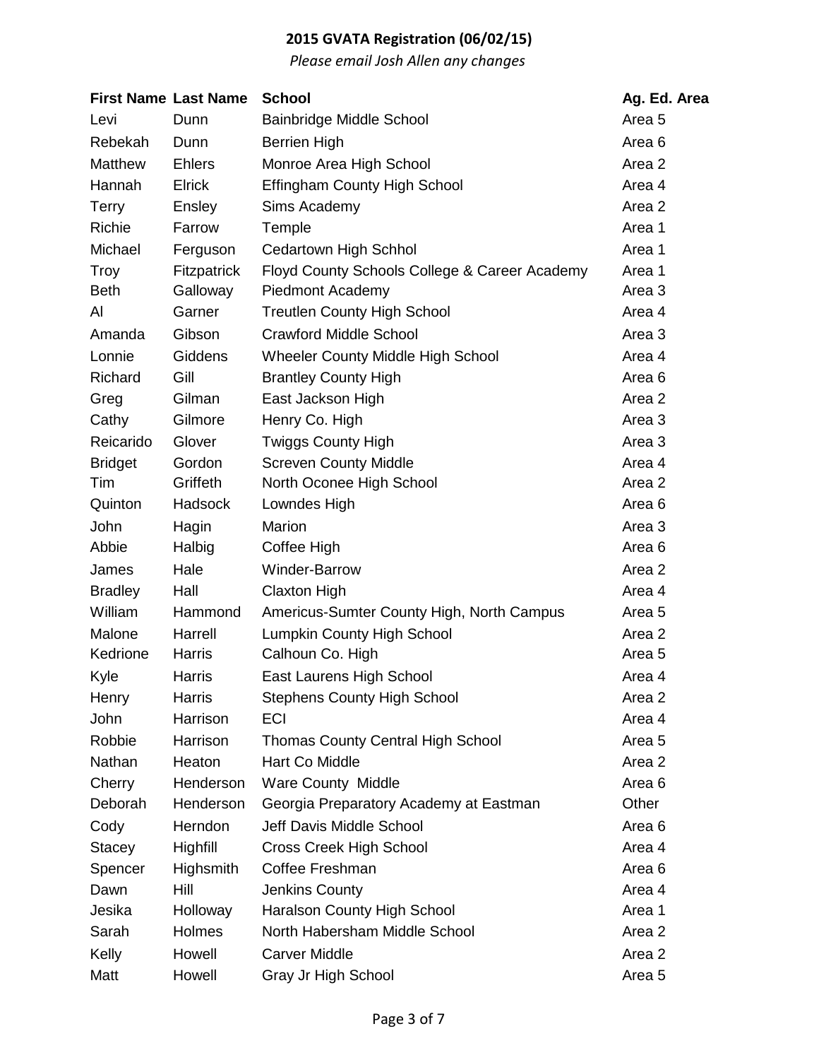**2015 GVATA Registration (06/02/15)**

*Please email Josh Allen any changes*

| First Name | Last Name | School | Ag. Ed. Area |
|---|---|---|---|
| Levi | Dunn | Bainbridge Middle School | Area 5 |
| Rebekah | Dunn | Berrien High | Area 6 |
| Matthew | Ehlers | Monroe Area High School | Area 2 |
| Hannah | Elrick | Effingham County High School | Area 4 |
| Terry | Ensley | Sims Academy | Area 2 |
| Richie | Farrow | Temple | Area 1 |
| Michael | Ferguson | Cedartown High Schhol | Area 1 |
| Troy | Fitzpatrick | Floyd County Schools College & Career Academy | Area 1 |
| Beth | Galloway | Piedmont Academy | Area 3 |
| Al | Garner | Treutlen County High School | Area 4 |
| Amanda | Gibson | Crawford Middle School | Area 3 |
| Lonnie | Giddens | Wheeler County Middle High School | Area 4 |
| Richard | Gill | Brantley County High | Area 6 |
| Greg | Gilman | East Jackson High | Area 2 |
| Cathy | Gilmore | Henry Co. High | Area 3 |
| Reicarido | Glover | Twiggs County High | Area 3 |
| Bridget | Gordon | Screven County Middle | Area 4 |
| Tim | Griffeth | North Oconee High School | Area 2 |
| Quinton | Hadsock | Lowndes High | Area 6 |
| John | Hagin | Marion | Area 3 |
| Abbie | Halbig | Coffee High | Area 6 |
| James | Hale | Winder-Barrow | Area 2 |
| Bradley | Hall | Claxton High | Area 4 |
| William | Hammond | Americus-Sumter County High, North Campus | Area 5 |
| Malone | Harrell | Lumpkin County High School | Area 2 |
| Kedrione | Harris | Calhoun Co. High | Area 5 |
| Kyle | Harris | East Laurens High School | Area 4 |
| Henry | Harris | Stephens County High School | Area 2 |
| John | Harrison | ECI | Area 4 |
| Robbie | Harrison | Thomas County Central High School | Area 5 |
| Nathan | Heaton | Hart Co Middle | Area 2 |
| Cherry | Henderson | Ware County Middle | Area 6 |
| Deborah | Henderson | Georgia Preparatory Academy at Eastman | Other |
| Cody | Herndon | Jeff Davis Middle School | Area 6 |
| Stacey | Highfill | Cross Creek High School | Area 4 |
| Spencer | Highsmith | Coffee Freshman | Area 6 |
| Dawn | Hill | Jenkins County | Area 4 |
| Jesika | Holloway | Haralson County High School | Area 1 |
| Sarah | Holmes | North Habersham Middle School | Area 2 |
| Kelly | Howell | Carver Middle | Area 2 |
| Matt | Howell | Gray Jr High School | Area 5 |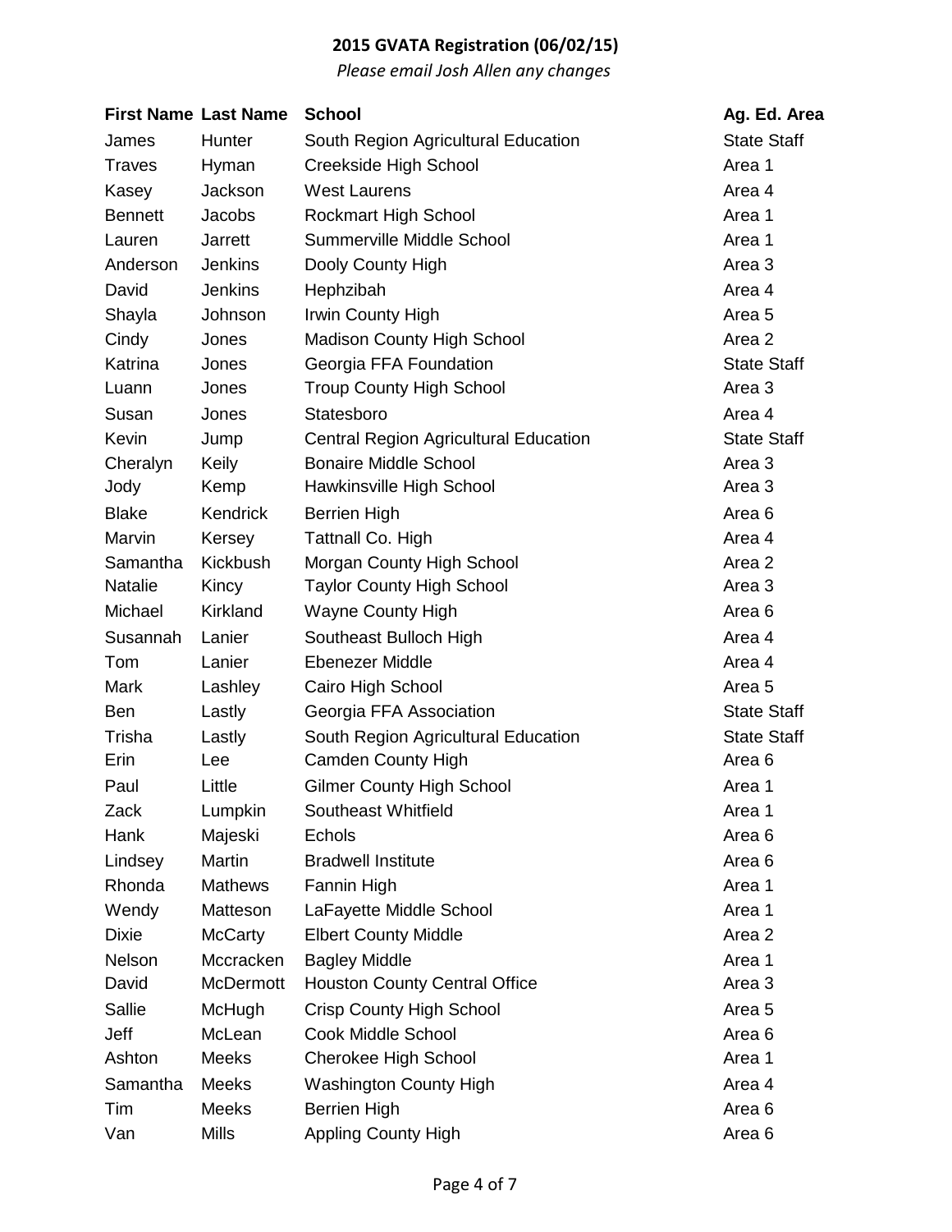**2015 GVATA Registration (06/02/15)**

*Please email Josh Allen any changes*

| First Name | Last Name | School | Ag. Ed. Area |
|---|---|---|---|
| James | Hunter | South Region Agricultural Education | State Staff |
| Traves | Hyman | Creekside High School | Area 1 |
| Kasey | Jackson | West Laurens | Area 4 |
| Bennett | Jacobs | Rockmart High School | Area 1 |
| Lauren | Jarrett | Summerville Middle School | Area 1 |
| Anderson | Jenkins | Dooly County High | Area 3 |
| David | Jenkins | Hephzibah | Area 4 |
| Shayla | Johnson | Irwin County High | Area 5 |
| Cindy | Jones | Madison County High School | Area 2 |
| Katrina | Jones | Georgia FFA Foundation | State Staff |
| Luann | Jones | Troup County High School | Area 3 |
| Susan | Jones | Statesboro | Area 4 |
| Kevin | Jump | Central Region Agricultural Education | State Staff |
| Cheralyn | Keily | Bonaire Middle School | Area 3 |
| Jody | Kemp | Hawkinsville High School | Area 3 |
| Blake | Kendrick | Berrien High | Area 6 |
| Marvin | Kersey | Tattnall Co. High | Area 4 |
| Samantha | Kickbush | Morgan County High School | Area 2 |
| Natalie | Kincy | Taylor County High School | Area 3 |
| Michael | Kirkland | Wayne County High | Area 6 |
| Susannah | Lanier | Southeast Bulloch High | Area 4 |
| Tom | Lanier | Ebenezer Middle | Area 4 |
| Mark | Lashley | Cairo High School | Area 5 |
| Ben | Lastly | Georgia FFA Association | State Staff |
| Trisha | Lastly | South Region Agricultural Education | State Staff |
| Erin | Lee | Camden County High | Area 6 |
| Paul | Little | Gilmer County High School | Area 1 |
| Zack | Lumpkin | Southeast Whitfield | Area 1 |
| Hank | Majeski | Echols | Area 6 |
| Lindsey | Martin | Bradwell Institute | Area 6 |
| Rhonda | Mathews | Fannin High | Area 1 |
| Wendy | Matteson | LaFayette Middle School | Area 1 |
| Dixie | McCarty | Elbert County Middle | Area 2 |
| Nelson | Mccracken | Bagley Middle | Area 1 |
| David | McDermott | Houston County Central Office | Area 3 |
| Sallie | McHugh | Crisp County High School | Area 5 |
| Jeff | McLean | Cook Middle School | Area 6 |
| Ashton | Meeks | Cherokee High School | Area 1 |
| Samantha | Meeks | Washington County High | Area 4 |
| Tim | Meeks | Berrien High | Area 6 |
| Van | Mills | Appling County High | Area 6 |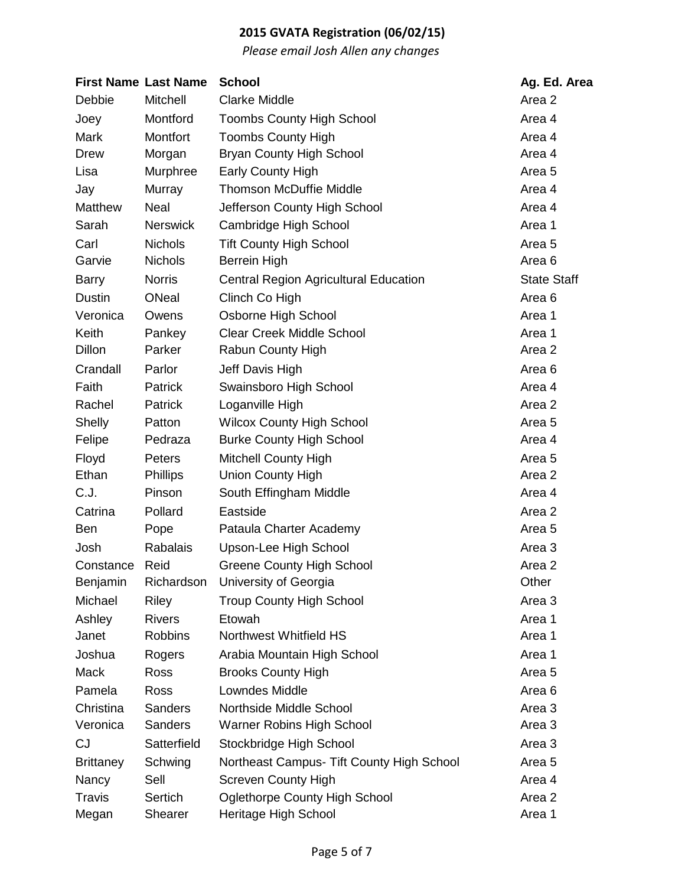**2015 GVATA Registration (06/02/15)**

*Please email Josh Allen any changes*

| First Name | Last Name | School | Ag. Ed. Area |
|---|---|---|---|
| Debbie | Mitchell | Clarke Middle | Area 2 |
| Joey | Montford | Toombs County High School | Area 4 |
| Mark | Montfort | Toombs County High | Area 4 |
| Drew | Morgan | Bryan County High School | Area 4 |
| Lisa | Murphree | Early County High | Area 5 |
| Jay | Murray | Thomson McDuffie Middle | Area 4 |
| Matthew | Neal | Jefferson County High School | Area 4 |
| Sarah | Nerswick | Cambridge High School | Area 1 |
| Carl | Nichols | Tift County High School | Area 5 |
| Garvie | Nichols | Berrein High | Area 6 |
| Barry | Norris | Central Region Agricultural Education | State Staff |
| Dustin | ONeal | Clinch Co High | Area 6 |
| Veronica | Owens | Osborne High School | Area 1 |
| Keith | Pankey | Clear Creek Middle School | Area 1 |
| Dillon | Parker | Rabun County High | Area 2 |
| Crandall | Parlor | Jeff Davis High | Area 6 |
| Faith | Patrick | Swainsboro High School | Area 4 |
| Rachel | Patrick | Loganville High | Area 2 |
| Shelly | Patton | Wilcox County High School | Area 5 |
| Felipe | Pedraza | Burke County High School | Area 4 |
| Floyd | Peters | Mitchell County High | Area 5 |
| Ethan | Phillips | Union County High | Area 2 |
| C.J. | Pinson | South Effingham Middle | Area 4 |
| Catrina | Pollard | Eastside | Area 2 |
| Ben | Pope | Pataula Charter Academy | Area 5 |
| Josh | Rabalais | Upson-Lee High School | Area 3 |
| Constance | Reid | Greene County High School | Area 2 |
| Benjamin | Richardson | University of Georgia | Other |
| Michael | Riley | Troup County High School | Area 3 |
| Ashley | Rivers | Etowah | Area 1 |
| Janet | Robbins | Northwest Whitfield HS | Area 1 |
| Joshua | Rogers | Arabia Mountain High School | Area 1 |
| Mack | Ross | Brooks County High | Area 5 |
| Pamela | Ross | Lowndes Middle | Area 6 |
| Christina | Sanders | Northside Middle School | Area 3 |
| Veronica | Sanders | Warner Robins High School | Area 3 |
| CJ | Satterfield | Stockbridge High School | Area 3 |
| Brittaney | Schwing | Northeast Campus- Tift County High School | Area 5 |
| Nancy | Sell | Screven County High | Area 4 |
| Travis | Sertich | Oglethorpe County High School | Area 2 |
| Megan | Shearer | Heritage High School | Area 1 |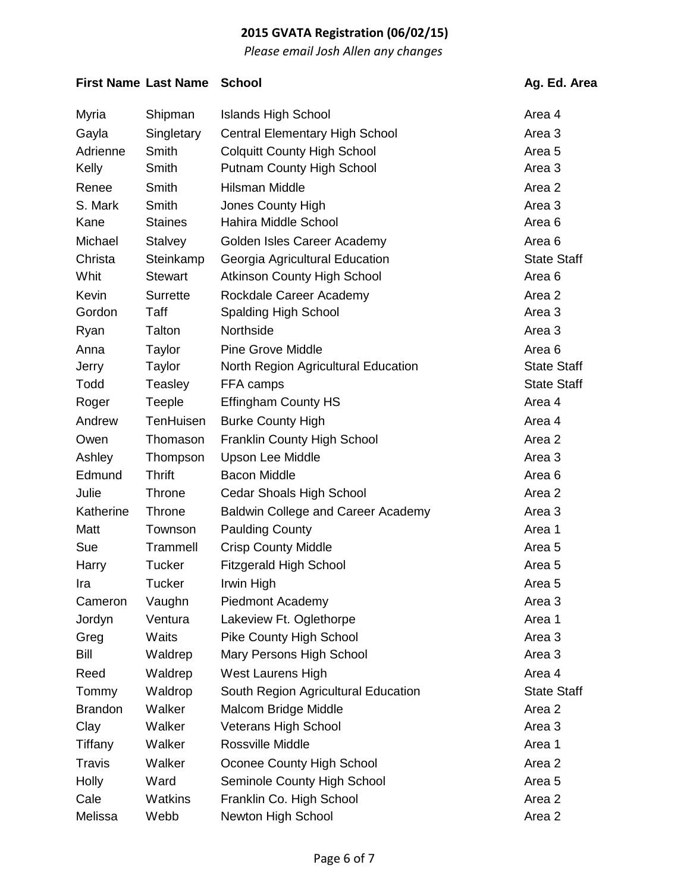**2015 GVATA Registration (06/02/15)**

*Please email Josh Allen any changes*

| First Name | Last Name | School | Ag. Ed. Area |
|---|---|---|---|
| Myria | Shipman | Islands High School | Area 4 |
| Gayla | Singletary | Central Elementary High School | Area 3 |
| Adrienne | Smith | Colquitt County High School | Area 5 |
| Kelly | Smith | Putnam County High School | Area 3 |
| Renee | Smith | Hilsman Middle | Area 2 |
| S. Mark | Smith | Jones County High | Area 3 |
| Kane | Staines | Hahira Middle School | Area 6 |
| Michael | Stalvey | Golden Isles Career Academy | Area 6 |
| Christa | Steinkamp | Georgia Agricultural Education | State Staff |
| Whit | Stewart | Atkinson County High School | Area 6 |
| Kevin | Surrette | Rockdale Career Academy | Area 2 |
| Gordon | Taff | Spalding High School | Area 3 |
| Ryan | Talton | Northside | Area 3 |
| Anna | Taylor | Pine Grove Middle | Area 6 |
| Jerry | Taylor | North Region Agricultural Education | State Staff |
| Todd | Teasley | FFA camps | State Staff |
| Roger | Teeple | Effingham County HS | Area 4 |
| Andrew | TenHuisen | Burke County High | Area 4 |
| Owen | Thomason | Franklin County High School | Area 2 |
| Ashley | Thompson | Upson Lee Middle | Area 3 |
| Edmund | Thrift | Bacon Middle | Area 6 |
| Julie | Throne | Cedar Shoals High School | Area 2 |
| Katherine | Throne | Baldwin College and Career Academy | Area 3 |
| Matt | Townson | Paulding County | Area 1 |
| Sue | Trammell | Crisp County Middle | Area 5 |
| Harry | Tucker | Fitzgerald High School | Area 5 |
| Ira | Tucker | Irwin High | Area 5 |
| Cameron | Vaughn | Piedmont Academy | Area 3 |
| Jordyn | Ventura | Lakeview Ft. Oglethorpe | Area 1 |
| Greg | Waits | Pike County High School | Area 3 |
| Bill | Waldrep | Mary Persons High School | Area 3 |
| Reed | Waldrep | West Laurens High | Area 4 |
| Tommy | Waldrop | South Region Agricultural Education | State Staff |
| Brandon | Walker | Malcom Bridge Middle | Area 2 |
| Clay | Walker | Veterans High School | Area 3 |
| Tiffany | Walker | Rossville Middle | Area 1 |
| Travis | Walker | Oconee County High School | Area 2 |
| Holly | Ward | Seminole County High School | Area 5 |
| Cale | Watkins | Franklin Co. High School | Area 2 |
| Melissa | Webb | Newton High School | Area 2 |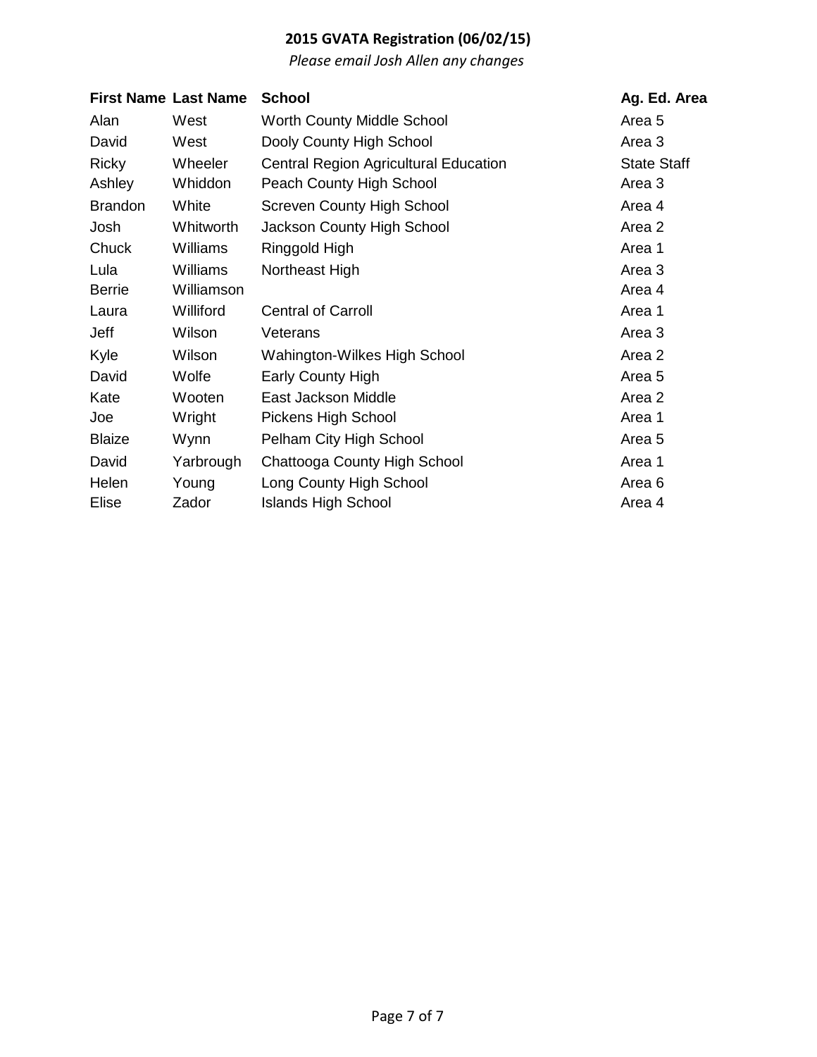**2015 GVATA Registration (06/02/15)**

*Please email Josh Allen any changes*

| First Name | Last Name | School | Ag. Ed. Area |
|---|---|---|---|
| Alan | West | Worth County Middle School | Area 5 |
| David | West | Dooly County High School | Area 3 |
| Ricky | Wheeler | Central Region Agricultural Education | State Staff |
| Ashley | Whiddon | Peach County High School | Area 3 |
| Brandon | White | Screven County High School | Area 4 |
| Josh | Whitworth | Jackson County High School | Area 2 |
| Chuck | Williams | Ringgold High | Area 1 |
| Lula | Williams | Northeast High | Area 3 |
| Berrie | Williamson | | Area 4 |
| Laura | Williford | Central of Carroll | Area 1 |
| Jeff | Wilson | Veterans | Area 3 |
| Kyle | Wilson | Wahington-Wilkes High School | Area 2 |
| David | Wolfe | Early County High | Area 5 |
| Kate | Wooten | East Jackson Middle | Area 2 |
| Joe | Wright | Pickens High School | Area 1 |
| Blaize | Wynn | Pelham City High School | Area 5 |
| David | Yarbrough | Chattooga County High School | Area 1 |
| Helen | Young | Long County High School | Area 6 |
| Elise | Zador | Islands High School | Area 4 |